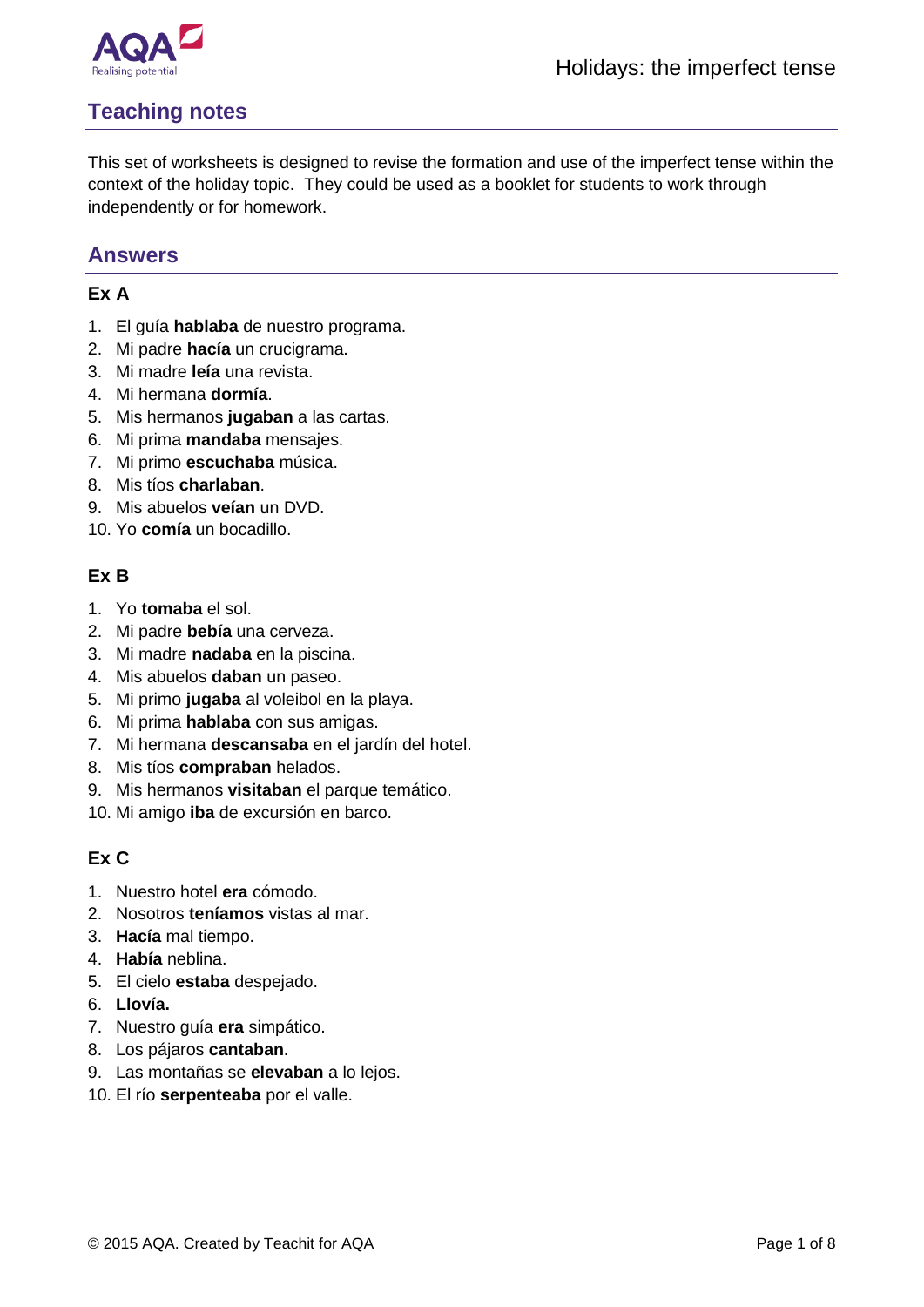# Holidays: the imperfect tense

## Teaching notes

This set of worksheets is designed to revise the formation and use of the imperfect tense within the context of the holiday topic. They could be used as a booklet for students to work through independently or for homework.

## Answers

### Ex A

1. El guía **hablaba** de nuestro programa.
2. Mi padre **hacía** un crucigrama.
3. Mi madre **leía** una revista.
4. Mi hermana **dormía**.
5. Mis hermanos **jugaban** a las cartas.
6. Mi prima **mandaba** mensajes.
7. Mi primo **escuchaba** música.
8. Mis tíos **charlaban**.
9. Mis abuelos **veían** un DVD.
10. Yo **comía** un bocadillo.

### Ex B

1. Yo **tomaba** el sol.
2. Mi padre **bebía** una cerveza.
3. Mi madre **nadaba** en la piscina.
4. Mis abuelos **daban** un paseo.
5. Mi primo **jugaba** al voleibol en la playa.
6. Mi prima **hablaba** con sus amigas.
7. Mi hermana **descansaba** en el jardín del hotel.
8. Mis tíos **compraban** helados.
9. Mis hermanos **visitaban** el parque temático.
10. Mi amigo **iba** de excursión en barco.

### Ex C

1. Nuestro hotel **era** cómodo.
2. Nosotros **teníamos** vistas al mar.
3. **Hacía** mal tiempo.
4. **Había** neblina.
5. El cielo **estaba** despejado.
6. **Llovía.**
7. Nuestro guía **era** simpático.
8. Los pájaros **cantaban**.
9. Las montañas se **elevaban** a lo lejos.
10. El río **serpenteaba** por el valle.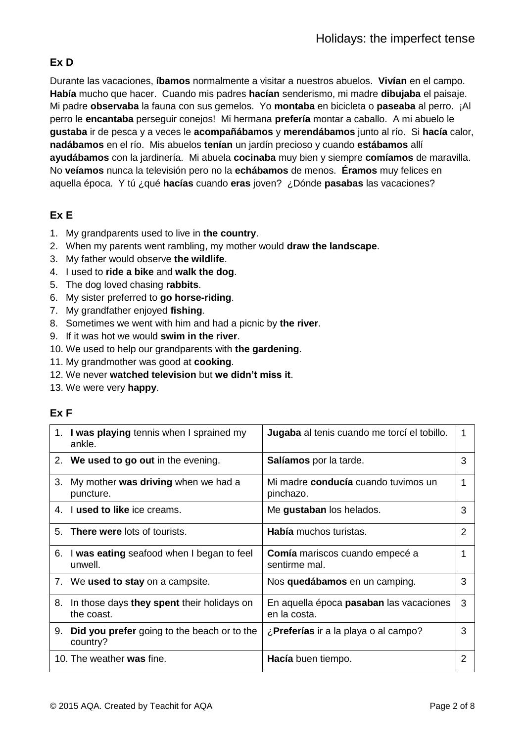### Ex D

Durante las vacaciones, **íbamos** normalmente a visitar a nuestros abuelos. **Vivían** en el campo. **Había** mucho que hacer. Cuando mis padres **hacían** senderismo, mi madre **dibujaba** el paisaje. Mi padre **observaba** la fauna con sus gemelos. Yo **montaba** en bicicleta o **paseaba** al perro. ¡Al perro le **encantaba** perseguir conejos! Mi hermana **prefería** montar a caballo. A mi abuelo le **gustaba** ir de pesca y a veces le **acompañábamos** y **merendábamos** junto al río. Si **hacía** calor, **nadábamos** en el río. Mis abuelos **tenían** un jardín precioso y cuando **estábamos** allí **ayudábamos** con la jardinería. Mi abuela **cocinaba** muy bien y siempre **comíamos** de maravilla. No **veíamos** nunca la televisión pero no la **echábamos** de menos. **Éramos** muy felices en aquella época. Y tú ¿qué **hacías** cuando **eras** joven? ¿Dónde **pasabas** las vacaciones?

### Ex E

1. My grandparents used to live in **the country**.
2. When my parents went rambling, my mother would **draw the landscape**.
3. My father would observe **the wildlife**.
4. I used to **ride a bike** and **walk the dog**.
5. The dog loved chasing **rabbits**.
6. My sister preferred to **go horse-riding**.
7. My grandfather enjoyed **fishing**.
8. Sometimes we went with him and had a picnic by **the river**.
9. If it was hot we would **swim in the river**.
10. We used to help our grandparents with **the gardening**.
11. My grandmother was good at **cooking**.
12. We never **watched television** but **we didn't miss it**.
13. We were very **happy**.

### Ex F

| | | |
|---|---|---|
| 1. **I was playing** tennis when I sprained my ankle. | **Jugaba** al tenis cuando me torcí el tobillo. | 1 |
| 2. **We used to go out** in the evening. | **Salíamos** por la tarde. | 3 |
| 3. My mother **was driving** when we had a puncture. | Mi madre **conducía** cuando tuvimos un pinchazo. | 1 |
| 4. I **used to like** ice creams. | Me **gustaban** los helados. | 3 |
| 5. **There were** lots of tourists. | **Había** muchos turistas. | 2 |
| 6. I **was eating** seafood when I began to feel unwell. | **Comía** mariscos cuando empecé a sentirme mal. | 1 |
| 7. We **used to stay** on a campsite. | Nos **quedábamos** en un camping. | 3 |
| 8. In those days **they spent** their holidays on the coast. | En aquella época **pasaban** las vacaciones en la costa. | 3 |
| 9. **Did you prefer** going to the beach or to the country? | ¿**Preferías** ir a la playa o al campo? | 3 |
| 10. The weather **was** fine. | **Hacía** buen tiempo. | 2 |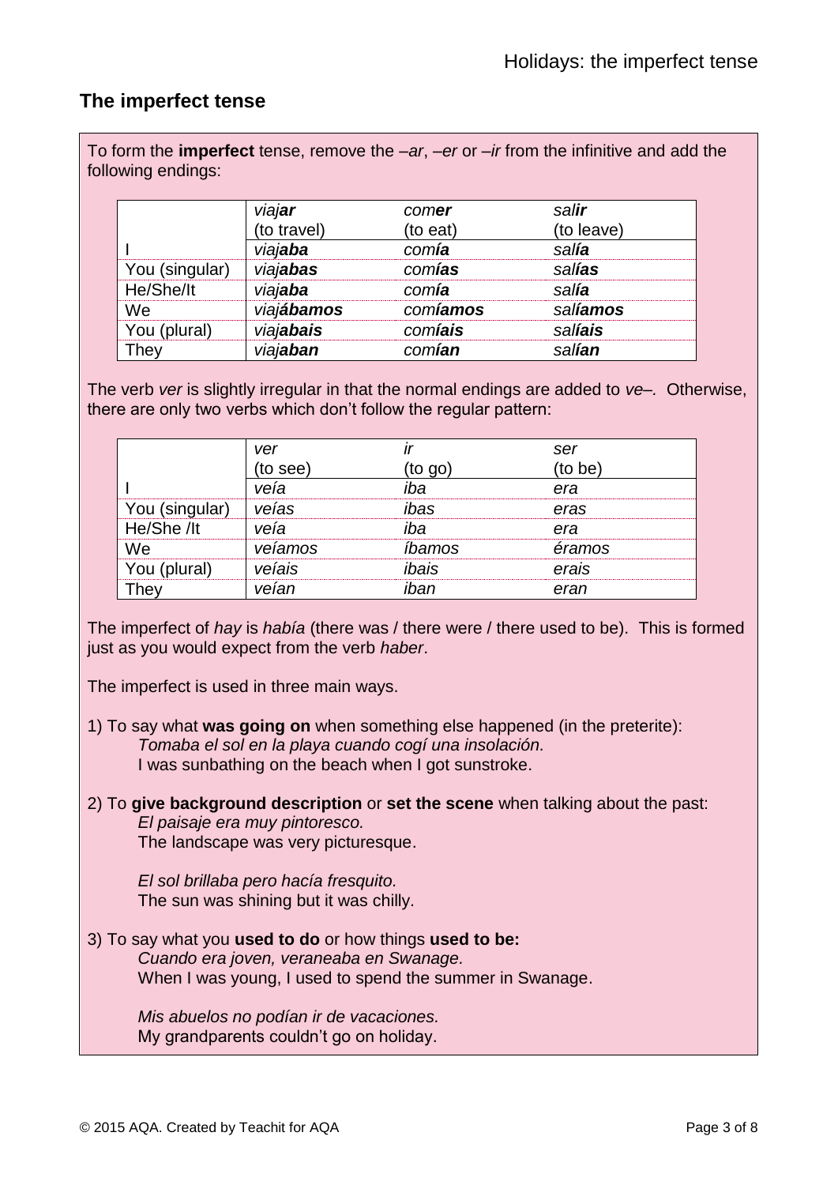## The imperfect tense

To form the **imperfect** tense, remove the *–ar*, *–er* or *–ir* from the infinitive and add the following endings:

| | *viaj**ar*** (to travel) | *com**er*** (to eat) | *sal**ir*** (to leave) |
|---|---|---|---|
| I | *viaj**aba*** | *com**ía*** | *sal**ía*** |
| You (singular) | *viaj**abas*** | *com**ías*** | *sal**ías*** |
| He/She/It | *viaj**aba*** | *com**ía*** | *sal**ía*** |
| We | *viaj**ábamos*** | *com**íamos*** | *sal**íamos*** |
| You (plural) | *viaj**abais*** | *com**íais*** | *sal**íais*** |
| They | *viaj**aban*** | *com**ían*** | *sal**ían*** |

The verb *ver* is slightly irregular in that the normal endings are added to *ve–.* Otherwise, there are only two verbs which don't follow the regular pattern:

| | *ver* (to see) | *ir* (to go) | *ser* (to be) |
|---|---|---|---|
| I | *veía* | *iba* | *era* |
| You (singular) | *veías* | *ibas* | *eras* |
| He/She /It | *veía* | *iba* | *era* |
| We | *veíamos* | *íbamos* | *éramos* |
| You (plural) | *veíais* | *ibais* | *erais* |
| They | *veían* | *iban* | *eran* |

The imperfect of *hay* is *había* (there was / there were / there used to be). This is formed just as you would expect from the verb *haber*.

The imperfect is used in three main ways.

1) To say what **was going on** when something else happened (in the preterite):
   *Tomaba el sol en la playa cuando cogí una insolación.*
   I was sunbathing on the beach when I got sunstroke.

2) To **give background description** or **set the scene** when talking about the past:
   *El paisaje era muy pintoresco.*
   The landscape was very picturesque.

   *El sol brillaba pero hacía fresquito.*
   The sun was shining but it was chilly.

3) To say what you **used to do** or how things **used to be:**
   *Cuando era joven, veraneaba en Swanage.*
   When I was young, I used to spend the summer in Swanage.

   *Mis abuelos no podían ir de vacaciones.*
   My grandparents couldn't go on holiday.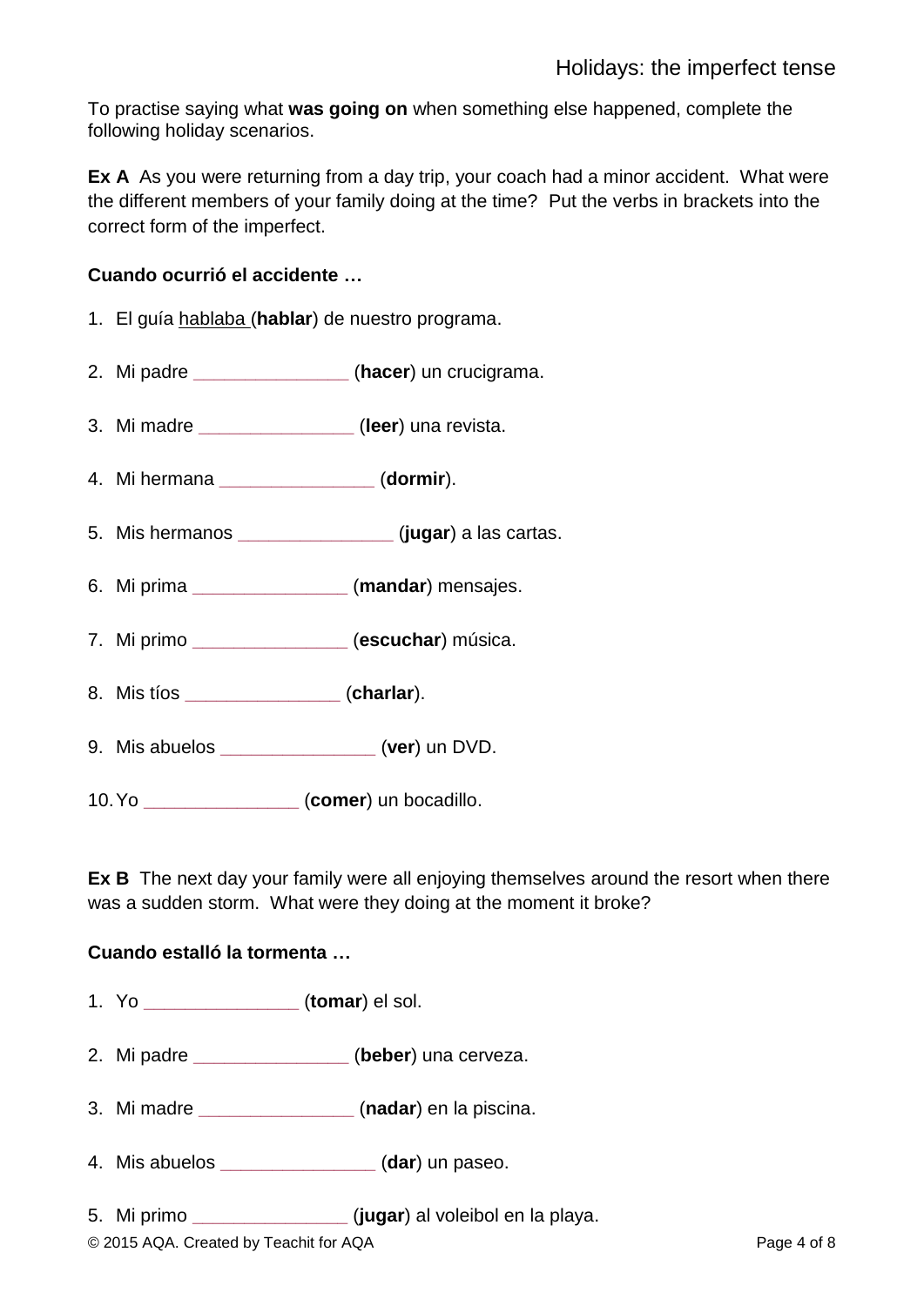To practise saying what **was going on** when something else happened, complete the following holiday scenarios.

**Ex A** As you were returning from a day trip, your coach had a minor accident. What were the different members of your family doing at the time? Put the verbs in brackets into the correct form of the imperfect.

**Cuando ocurrió el accidente …**

1. El guía hablaba (**hablar**) de nuestro programa.
2. Mi padre _______________ (**hacer**) un crucigrama.
3. Mi madre _______________ (**leer**) una revista.
4. Mi hermana _______________ (**dormir**).
5. Mis hermanos _______________ (**jugar**) a las cartas.
6. Mi prima _______________ (**mandar**) mensajes.
7. Mi primo _______________ (**escuchar**) música.
8. Mis tíos _______________ (**charlar**).
9. Mis abuelos _______________ (**ver**) un DVD.
10. Yo _______________ (**comer**) un bocadillo.

**Ex B** The next day your family were all enjoying themselves around the resort when there was a sudden storm. What were they doing at the moment it broke?

**Cuando estalló la tormenta …**

1. Yo _______________ (**tomar**) el sol.
2. Mi padre _______________ (**beber**) una cerveza.
3. Mi madre _______________ (**nadar**) en la piscina.
4. Mis abuelos _______________ (**dar**) un paseo.
5. Mi primo _______________ (**jugar**) al voleibol en la playa.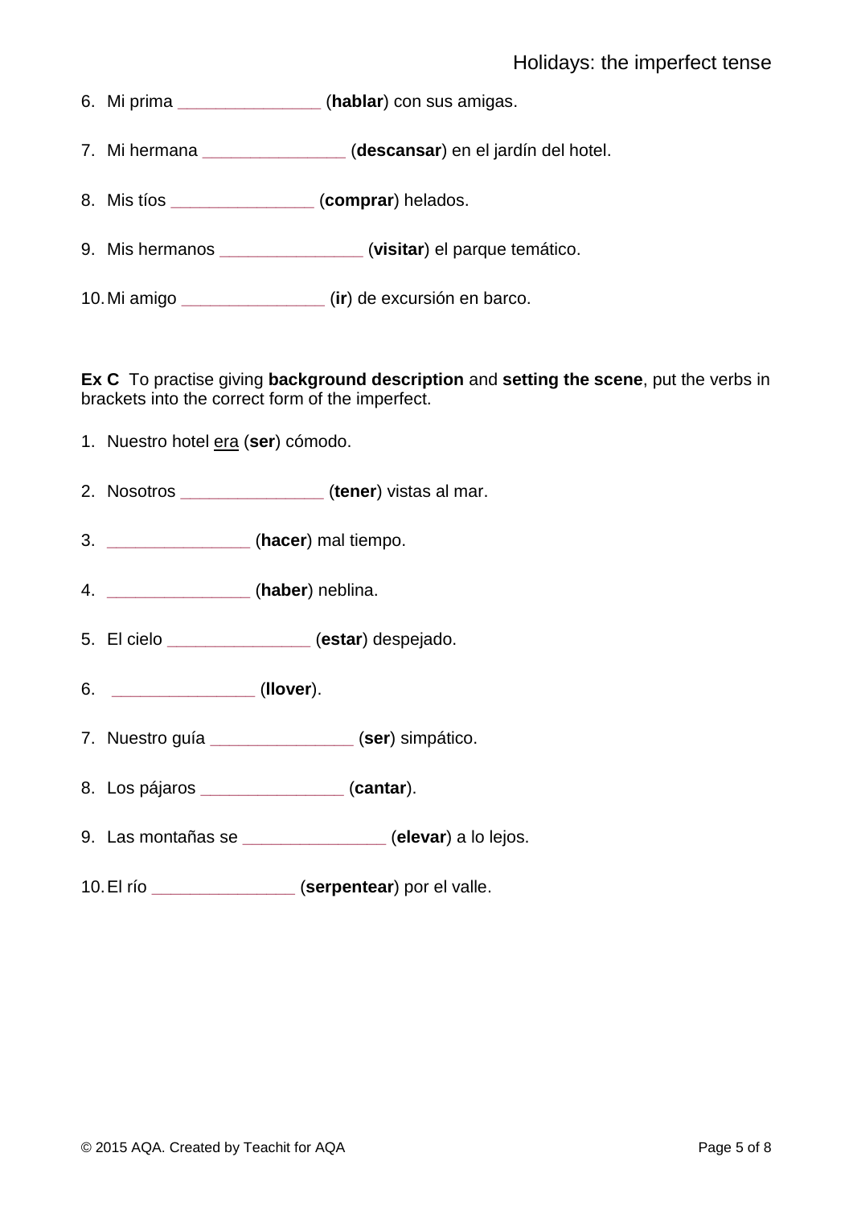6. Mi prima _______________ (**hablar**) con sus amigas.

7. Mi hermana _______________ (**descansar**) en el jardín del hotel.

8. Mis tíos _______________ (**comprar**) helados.

9. Mis hermanos _______________ (**visitar**) el parque temático.

10. Mi amigo _______________ (**ir**) de excursión en barco.

**Ex C** To practise giving **background description** and **setting the scene**, put the verbs in brackets into the correct form of the imperfect.

1. Nuestro hotel <u>era</u> (**ser**) cómodo.

2. Nosotros _______________ (**tener**) vistas al mar.

3. _______________ (**hacer**) mal tiempo.

4. _______________ (**haber**) neblina.

5. El cielo _______________ (**estar**) despejado.

6. _______________ (**llover**).

7. Nuestro guía _______________ (**ser**) simpático.

8. Los pájaros _______________ (**cantar**).

9. Las montañas se _______________ (**elevar**) a lo lejos.

10. El río _______________ (**serpentear**) por el valle.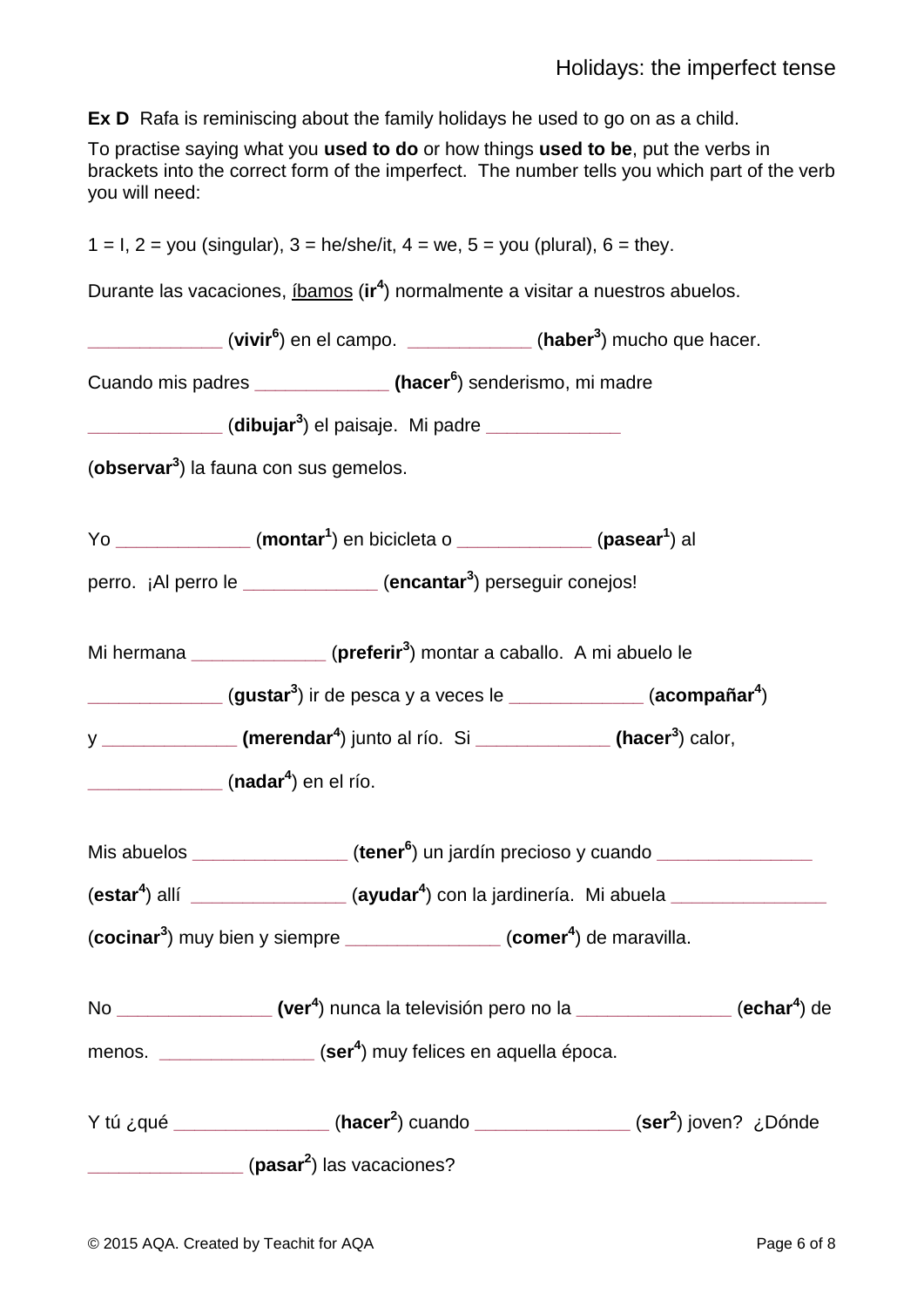## Holidays: the imperfect tense

**Ex D** Rafa is reminiscing about the family holidays he used to go on as a child.

To practise saying what you **used to do** or how things **used to be**, put the verbs in brackets into the correct form of the imperfect. The number tells you which part of the verb you will need:

1 = I, 2 = you (singular), 3 = he/she/it, 4 = we, 5 = you (plural), 6 = they.

Durante las vacaciones, <u>íbamos</u> (**ir**$^{4}$) normalmente a visitar a nuestros abuelos.

_____________ (**vivir**$^{6}$) en el campo. ____________ (**haber**$^{3}$) mucho que hacer. Cuando mis padres _____________ (**hacer**$^{6}$) senderismo, mi madre _____________ (**dibujar**$^{3}$) el paisaje. Mi padre _____________ (**observar**$^{3}$) la fauna con sus gemelos.

Yo _____________ (**montar**$^{1}$) en bicicleta o _____________ (**pasear**$^{1}$) al perro. ¡Al perro le _____________ (**encantar**$^{3}$) perseguir conejos!

Mi hermana _____________ (**preferir**$^{3}$) montar a caballo. A mi abuelo le _____________ (**gustar**$^{3}$) ir de pesca y a veces le _____________ (**acompañar**$^{4}$) y _____________ (**merendar**$^{4}$) junto al río. Si _____________ (**hacer**$^{3}$) calor, _____________ (**nadar**$^{4}$) en el río.

Mis abuelos _______________ (**tener**$^{6}$) un jardín precioso y cuando _______________ (**estar**$^{4}$) allí _______________ (**ayudar**$^{4}$) con la jardinería. Mi abuela _______________ (**cocinar**$^{3}$) muy bien y siempre _______________ (**comer**$^{4}$) de maravilla.

No _______________ (**ver**$^{4}$) nunca la televisión pero no la _______________ (**echar**$^{4}$) de menos. _______________ (**ser**$^{4}$) muy felices en aquella época.

Y tú ¿qué _______________ (**hacer**$^{2}$) cuando _______________ (**ser**$^{2}$) joven? ¿Dónde _______________ (**pasar**$^{2}$) las vacaciones?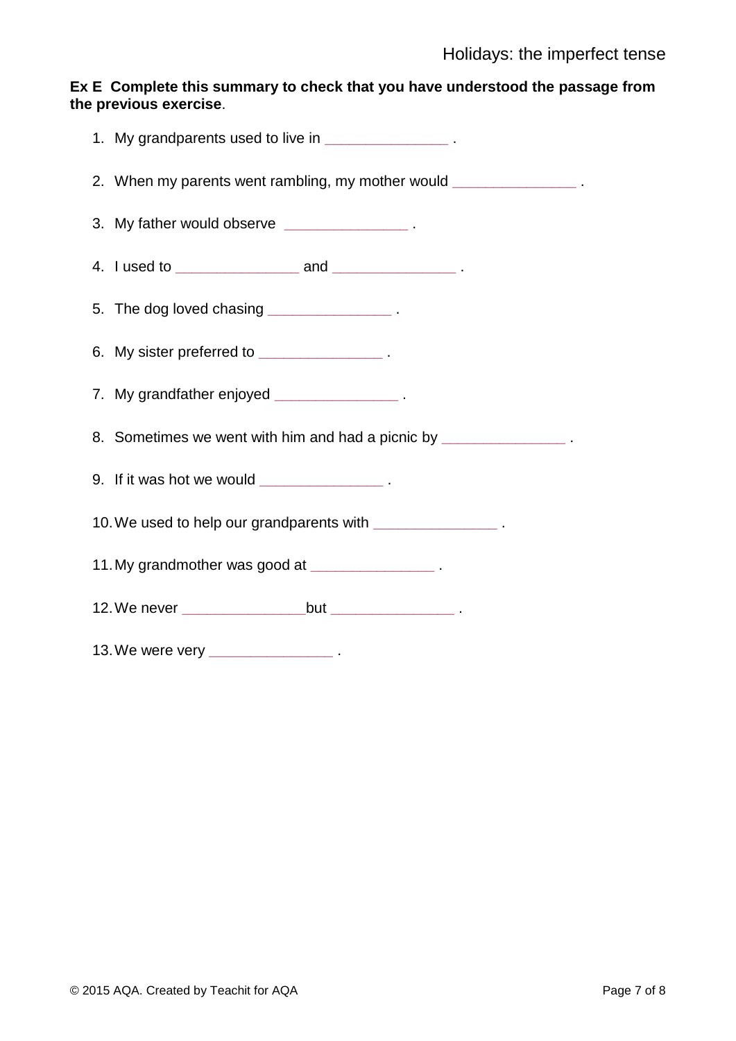**Ex E Complete this summary to check that you have understood the passage from the previous exercise**.

1. My grandparents used to live in _______________ .
2. When my parents went rambling, my mother would _______________ .
3. My father would observe _______________ .
4. I used to _______________ and _______________ .
5. The dog loved chasing _______________ .
6. My sister preferred to _______________ .
7. My grandfather enjoyed _______________ .
8. Sometimes we went with him and had a picnic by _______________ .
9. If it was hot we would _______________ .
10. We used to help our grandparents with _______________ .
11. My grandmother was good at _______________ .
12. We never _______________but _______________ .
13. We were very _______________ .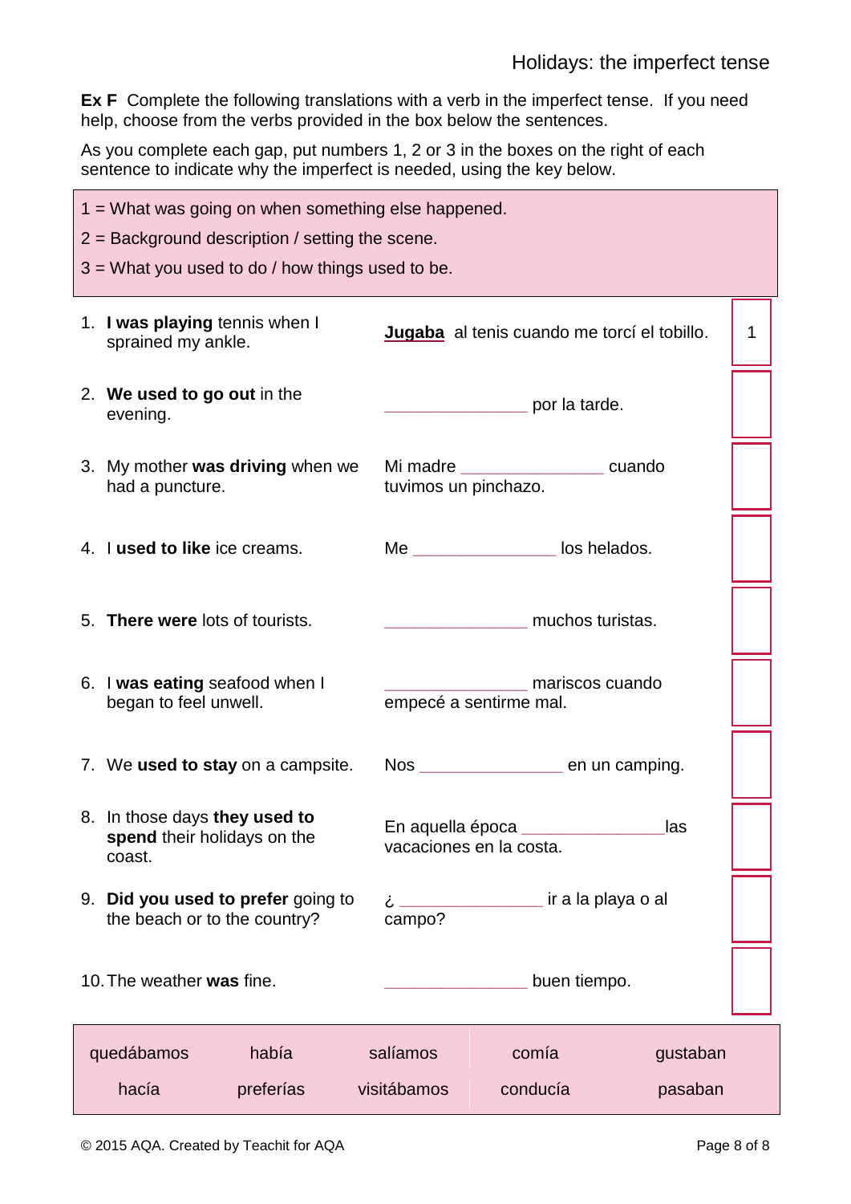Holidays: the imperfect tense

**Ex F** Complete the following translations with a verb in the imperfect tense. If you need help, choose from the verbs provided in the box below the sentences.

As you complete each gap, put numbers 1, 2 or 3 in the boxes on the right of each sentence to indicate why the imperfect is needed, using the key below.

1 = What was going on when something else happened.

2 = Background description / setting the scene.

3 = What you used to do / how things used to be.

| | | | |
|---|---|---|---|
| 1. | **I was playing** tennis when I sprained my ankle. | **Jugaba** al tenis cuando me torcí el tobillo. | 1 |
| 2. | **We used to go out** in the evening. | _______________ por la tarde. | |
| 3. | My mother **was driving** when we had a puncture. | Mi madre _______________ cuando tuvimos un pinchazo. | |
| 4. | I **used to like** ice creams. | Me _______________ los helados. | |
| 5. | **There were** lots of tourists. | _______________ muchos turistas. | |
| 6. | I **was eating** seafood when I began to feel unwell. | _______________ mariscos cuando empecé a sentirme mal. | |
| 7. | We **used to stay** on a campsite. | Nos _______________ en un camping. | |
| 8. | In those days **they used to spend** their holidays on the coast. | En aquella época _______________ las vacaciones en la costa. | |
| 9. | **Did you used to prefer** going to the beach or to the country? | ¿ _______________ ir a la playa o al campo? | |
| 10. | The weather **was** fine. | _______________ buen tiempo. | |

| | | | | |
|---|---|---|---|---|
| quedábamos | había | salíamos | comía | gustaban |
| hacía | preferías | visitábamos | conducía | pasaban |

© 2015 AQA. Created by Teachit for AQA